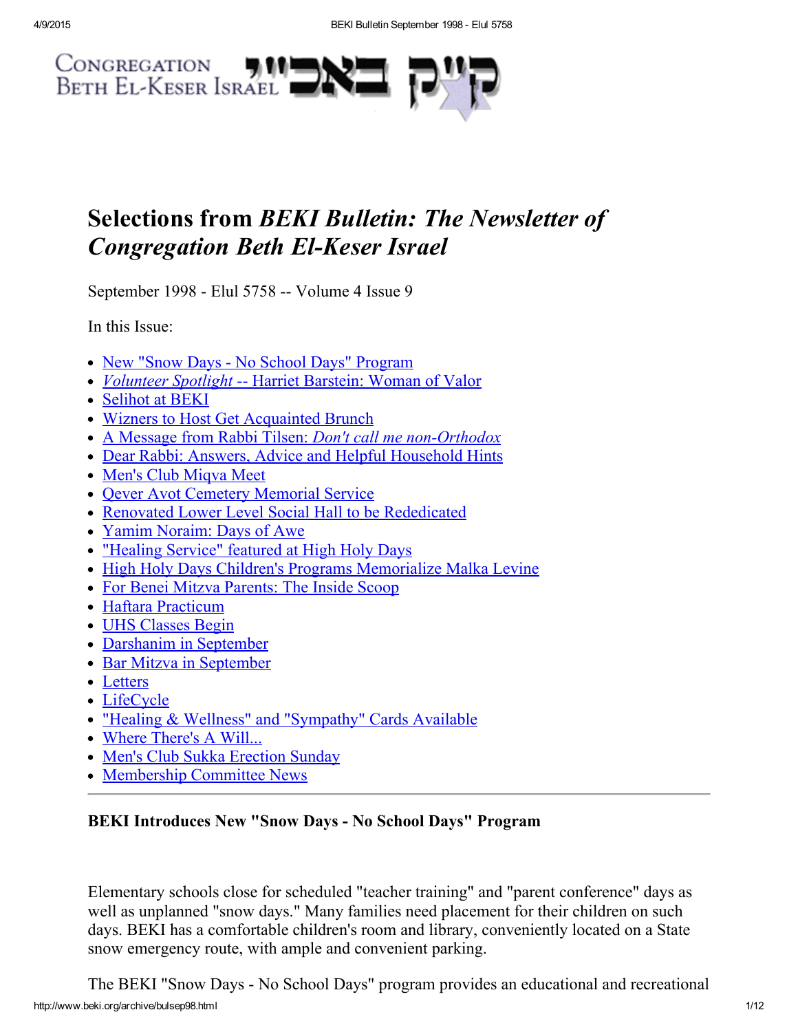Congregation Beth El-Keser Israel קי״ק באבי״י

# Selections from *BEKI Bulletin: The Newsletter of Congregation Beth El-Keser Israel*

September 1998 - Elul 5758 -- Volume 4 Issue 9

In this Issue:

- New "Snow Days - No School Days" Program
- *Volunteer Spotlight* -- Harriet Barstein: Woman of Valor
- Selihot at BEKI
- Wizners to Host Get Acquainted Brunch
- A Message from Rabbi Tilsen: *Don't call me non-Orthodox*
- Dear Rabbi: Answers, Advice and Helpful Household Hints
- Men's Club Miqva Meet
- Qever Avot Cemetery Memorial Service
- Renovated Lower Level Social Hall to be Rededicated
- Yamim Noraim: Days of Awe
- "Healing Service" featured at High Holy Days
- High Holy Days Children's Programs Memorialize Malka Levine
- For Benei Mitzva Parents: The Inside Scoop
- Haftara Practicum
- UHS Classes Begin
- Darshanim in September
- Bar Mitzva in September
- Letters
- LifeCycle
- "Healing & Wellness" and "Sympathy" Cards Available
- Where There's A Will...
- Men's Club Sukka Erection Sunday
- Membership Committee News

---

### BEKI Introduces New "Snow Days - No School Days" Program

Elementary schools close for scheduled "teacher training" and "parent conference" days as well as unplanned "snow days." Many families need placement for their children on such days. BEKI has a comfortable children's room and library, conveniently located on a State snow emergency route, with ample and convenient parking.

The BEKI "Snow Days - No School Days" program provides an educational and recreational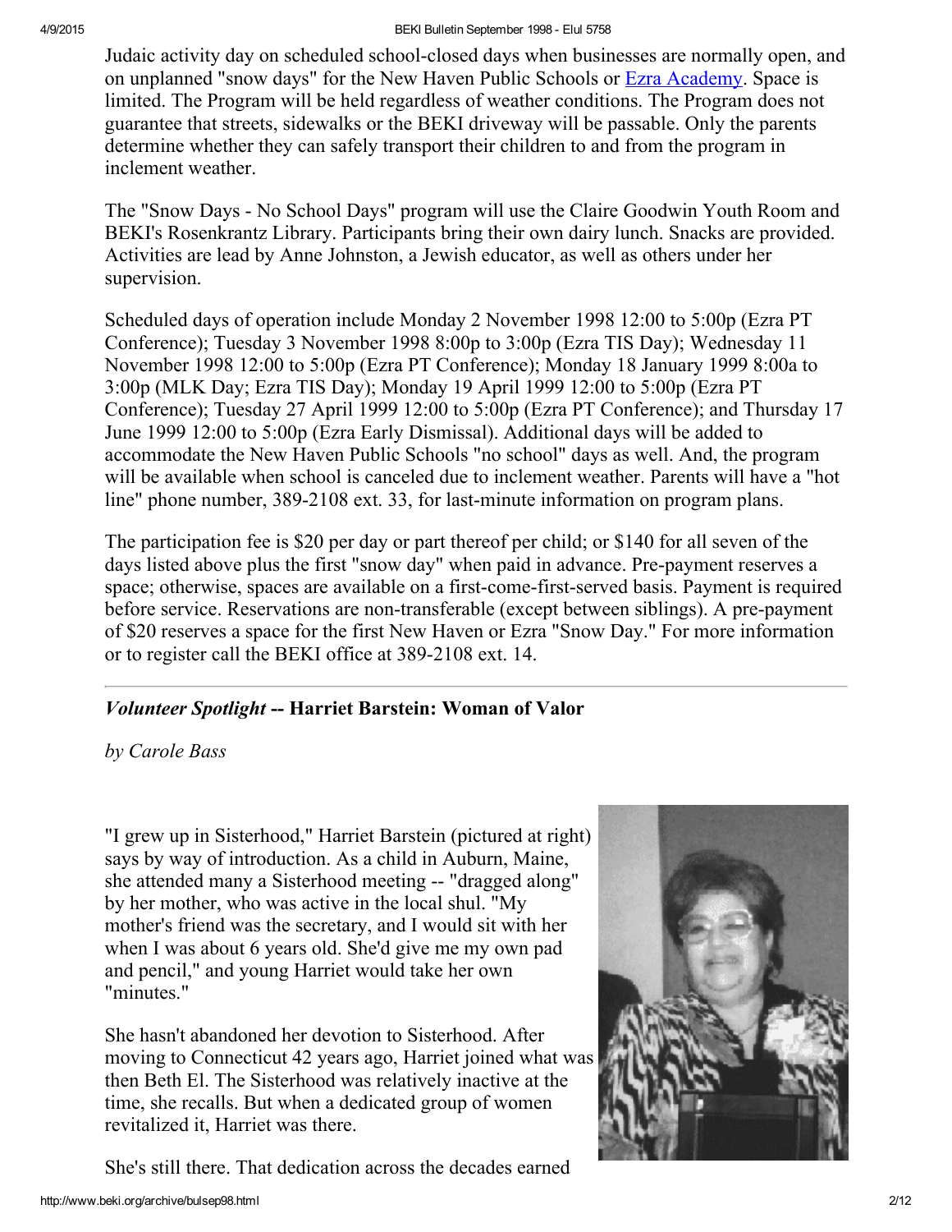Judaic activity day on scheduled school-closed days when businesses are normally open, and on unplanned "snow days" for the New Haven Public Schools or Ezra Academy. Space is limited. The Program will be held regardless of weather conditions. The Program does not guarantee that streets, sidewalks or the BEKI driveway will be passable. Only the parents determine whether they can safely transport their children to and from the program in inclement weather.

The "Snow Days - No School Days" program will use the Claire Goodwin Youth Room and BEKI's Rosenkrantz Library. Participants bring their own dairy lunch. Snacks are provided. Activities are lead by Anne Johnston, a Jewish educator, as well as others under her supervision.

Scheduled days of operation include Monday 2 November 1998 12:00 to 5:00p (Ezra PT Conference); Tuesday 3 November 1998 8:00p to 3:00p (Ezra TIS Day); Wednesday 11 November 1998 12:00 to 5:00p (Ezra PT Conference); Monday 18 January 1999 8:00a to 3:00p (MLK Day; Ezra TIS Day); Monday 19 April 1999 12:00 to 5:00p (Ezra PT Conference); Tuesday 27 April 1999 12:00 to 5:00p (Ezra PT Conference); and Thursday 17 June 1999 12:00 to 5:00p (Ezra Early Dismissal). Additional days will be added to accommodate the New Haven Public Schools "no school" days as well. And, the program will be available when school is canceled due to inclement weather. Parents will have a "hot line" phone number, 389-2108 ext. 33, for last-minute information on program plans.

The participation fee is $20 per day or part thereof per child; or $140 for all seven of the days listed above plus the first "snow day" when paid in advance. Pre-payment reserves a space; otherwise, spaces are available on a first-come-first-served basis. Payment is required before service. Reservations are non-transferable (except between siblings). A pre-payment of $20 reserves a space for the first New Haven or Ezra "Snow Day." For more information or to register call the BEKI office at 389-2108 ext. 14.

---

## *Volunteer Spotlight* -- Harriet Barstein: Woman of Valor

*by Carole Bass*

"I grew up in Sisterhood," Harriet Barstein (pictured at right) says by way of introduction. As a child in Auburn, Maine, she attended many a Sisterhood meeting -- "dragged along" by her mother, who was active in the local shul. "My mother's friend was the secretary, and I would sit with her when I was about 6 years old. She'd give me my own pad and pencil," and young Harriet would take her own "minutes."

She hasn't abandoned her devotion to Sisterhood. After moving to Connecticut 42 years ago, Harriet joined what was then Beth El. The Sisterhood was relatively inactive at the time, she recalls. But when a dedicated group of women revitalized it, Harriet was there.

She's still there. That dedication across the decades earned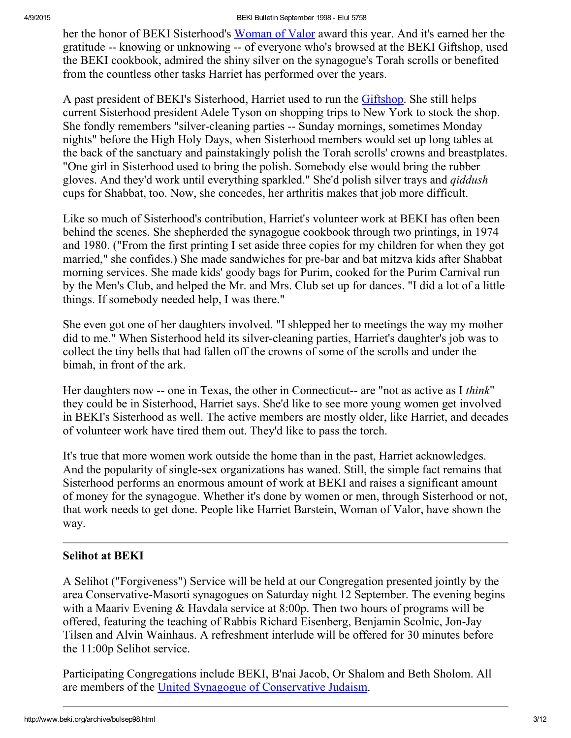her the honor of BEKI Sisterhood's Woman of Valor award this year. And it's earned her the gratitude -- knowing or unknowing -- of everyone who's browsed at the BEKI Giftshop, used the BEKI cookbook, admired the shiny silver on the synagogue's Torah scrolls or benefited from the countless other tasks Harriet has performed over the years.

A past president of BEKI's Sisterhood, Harriet used to run the Giftshop. She still helps current Sisterhood president Adele Tyson on shopping trips to New York to stock the shop. She fondly remembers "silver-cleaning parties -- Sunday mornings, sometimes Monday nights" before the High Holy Days, when Sisterhood members would set up long tables at the back of the sanctuary and painstakingly polish the Torah scrolls' crowns and breastplates. "One girl in Sisterhood used to bring the polish. Somebody else would bring the rubber gloves. And they'd work until everything sparkled." She'd polish silver trays and *qiddush* cups for Shabbat, too. Now, she concedes, her arthritis makes that job more difficult.

Like so much of Sisterhood's contribution, Harriet's volunteer work at BEKI has often been behind the scenes. She shepherded the synagogue cookbook through two printings, in 1974 and 1980. ("From the first printing I set aside three copies for my children for when they got married," she confides.) She made sandwiches for pre-bar and bat mitzva kids after Shabbat morning services. She made kids' goody bags for Purim, cooked for the Purim Carnival run by the Men's Club, and helped the Mr. and Mrs. Club set up for dances. "I did a lot of a little things. If somebody needed help, I was there."

She even got one of her daughters involved. "I shlepped her to meetings the way my mother did to me." When Sisterhood held its silver-cleaning parties, Harriet's daughter's job was to collect the tiny bells that had fallen off the crowns of some of the scrolls and under the bimah, in front of the ark.

Her daughters now -- one in Texas, the other in Connecticut-- are "not as active as I *think*" they could be in Sisterhood, Harriet says. She'd like to see more young women get involved in BEKI's Sisterhood as well. The active members are mostly older, like Harriet, and decades of volunteer work have tired them out. They'd like to pass the torch.

It's true that more women work outside the home than in the past, Harriet acknowledges. And the popularity of single-sex organizations has waned. Still, the simple fact remains that Sisterhood performs an enormous amount of work at BEKI and raises a significant amount of money for the synagogue. Whether it's done by women or men, through Sisterhood or not, that work needs to get done. People like Harriet Barstein, Woman of Valor, have shown the way.

---

## Selihot at BEKI

A Selihot ("Forgiveness") Service will be held at our Congregation presented jointly by the area Conservative-Masorti synagogues on Saturday night 12 September. The evening begins with a Maariv Evening & Havdala service at 8:00p. Then two hours of programs will be offered, featuring the teaching of Rabbis Richard Eisenberg, Benjamin Scolnic, Jon-Jay Tilsen and Alvin Wainhaus. A refreshment interlude will be offered for 30 minutes before the 11:00p Selihot service.

Participating Congregations include BEKI, B'nai Jacob, Or Shalom and Beth Sholom. All are members of the United Synagogue of Conservative Judaism.

---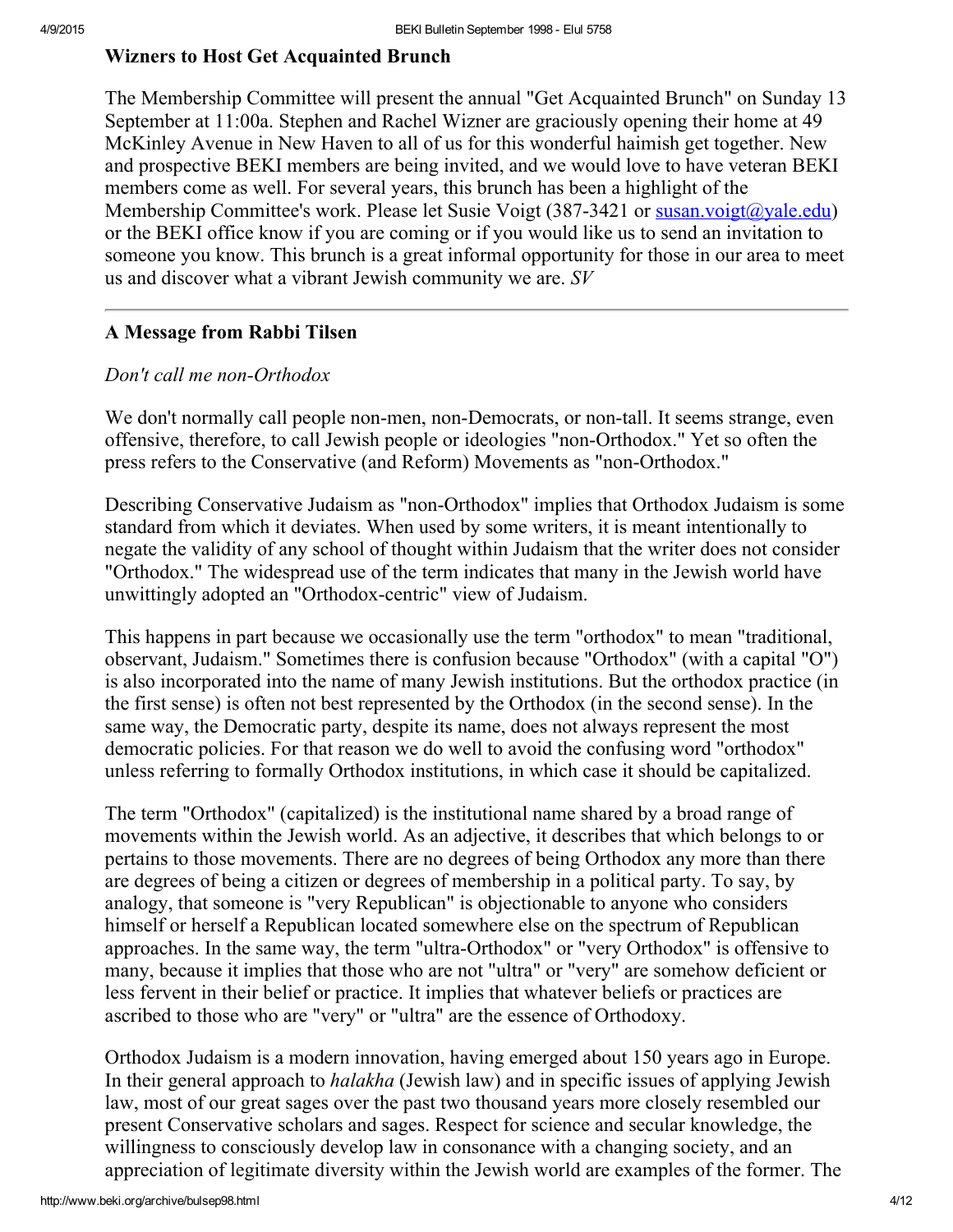### Wizners to Host Get Acquainted Brunch

The Membership Committee will present the annual "Get Acquainted Brunch" on Sunday 13 September at 11:00a. Stephen and Rachel Wizner are graciously opening their home at 49 McKinley Avenue in New Haven to all of us for this wonderful haimish get together. New and prospective BEKI members are being invited, and we would love to have veteran BEKI members come as well. For several years, this brunch has been a highlight of the Membership Committee's work. Please let Susie Voigt (387-3421 or susan.voigt@yale.edu) or the BEKI office know if you are coming or if you would like us to send an invitation to someone you know. This brunch is a great informal opportunity for those in our area to meet us and discover what a vibrant Jewish community we are. *SV*

---

### A Message from Rabbi Tilsen

*Don't call me non-Orthodox*

We don't normally call people non-men, non-Democrats, or non-tall. It seems strange, even offensive, therefore, to call Jewish people or ideologies "non-Orthodox." Yet so often the press refers to the Conservative (and Reform) Movements as "non-Orthodox."

Describing Conservative Judaism as "non-Orthodox" implies that Orthodox Judaism is some standard from which it deviates. When used by some writers, it is meant intentionally to negate the validity of any school of thought within Judaism that the writer does not consider "Orthodox." The widespread use of the term indicates that many in the Jewish world have unwittingly adopted an "Orthodox-centric" view of Judaism.

This happens in part because we occasionally use the term "orthodox" to mean "traditional, observant, Judaism." Sometimes there is confusion because "Orthodox" (with a capital "O") is also incorporated into the name of many Jewish institutions. But the orthodox practice (in the first sense) is often not best represented by the Orthodox (in the second sense). In the same way, the Democratic party, despite its name, does not always represent the most democratic policies. For that reason we do well to avoid the confusing word "orthodox" unless referring to formally Orthodox institutions, in which case it should be capitalized.

The term "Orthodox" (capitalized) is the institutional name shared by a broad range of movements within the Jewish world. As an adjective, it describes that which belongs to or pertains to those movements. There are no degrees of being Orthodox any more than there are degrees of being a citizen or degrees of membership in a political party. To say, by analogy, that someone is "very Republican" is objectionable to anyone who considers himself or herself a Republican located somewhere else on the spectrum of Republican approaches. In the same way, the term "ultra-Orthodox" or "very Orthodox" is offensive to many, because it implies that those who are not "ultra" or "very" are somehow deficient or less fervent in their belief or practice. It implies that whatever beliefs or practices are ascribed to those who are "very" or "ultra" are the essence of Orthodoxy.

Orthodox Judaism is a modern innovation, having emerged about 150 years ago in Europe. In their general approach to *halakha* (Jewish law) and in specific issues of applying Jewish law, most of our great sages over the past two thousand years more closely resembled our present Conservative scholars and sages. Respect for science and secular knowledge, the willingness to consciously develop law in consonance with a changing society, and an appreciation of legitimate diversity within the Jewish world are examples of the former. The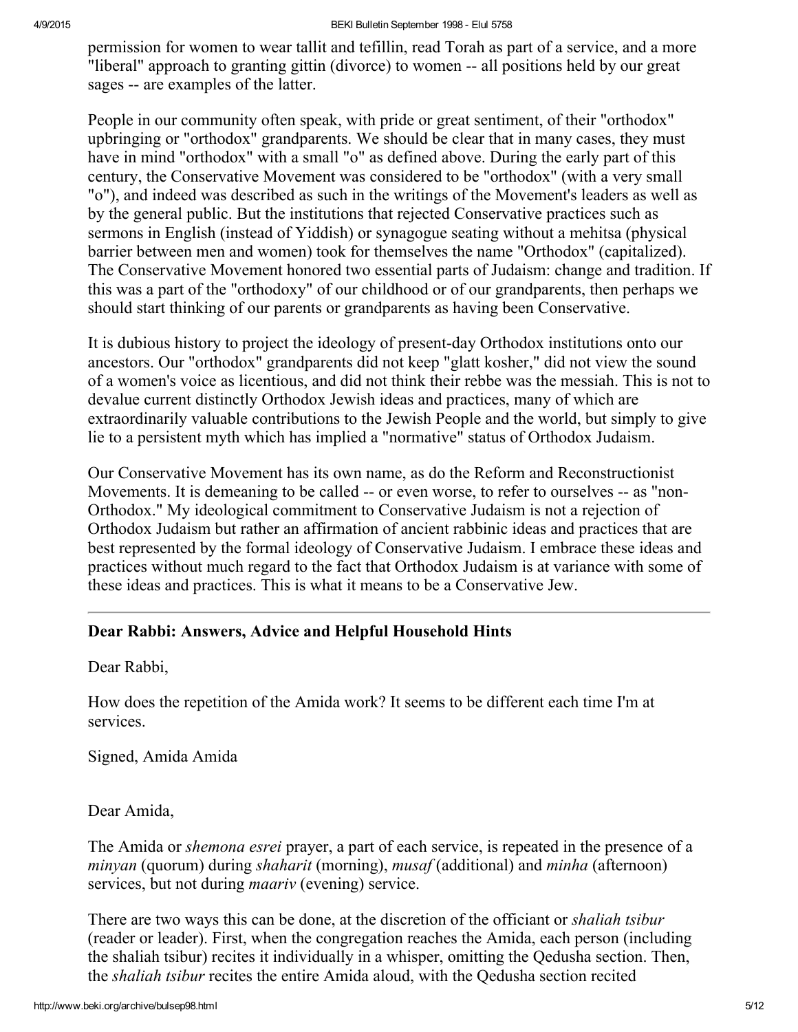permission for women to wear tallit and tefillin, read Torah as part of a service, and a more "liberal" approach to granting gittin (divorce) to women -- all positions held by our great sages -- are examples of the latter.

People in our community often speak, with pride or great sentiment, of their "orthodox" upbringing or "orthodox" grandparents. We should be clear that in many cases, they must have in mind "orthodox" with a small "o" as defined above. During the early part of this century, the Conservative Movement was considered to be "orthodox" (with a very small "o"), and indeed was described as such in the writings of the Movement's leaders as well as by the general public. But the institutions that rejected Conservative practices such as sermons in English (instead of Yiddish) or synagogue seating without a mehitsa (physical barrier between men and women) took for themselves the name "Orthodox" (capitalized). The Conservative Movement honored two essential parts of Judaism: change and tradition. If this was a part of the "orthodoxy" of our childhood or of our grandparents, then perhaps we should start thinking of our parents or grandparents as having been Conservative.

It is dubious history to project the ideology of present-day Orthodox institutions onto our ancestors. Our "orthodox" grandparents did not keep "glatt kosher," did not view the sound of a women's voice as licentious, and did not think their rebbe was the messiah. This is not to devalue current distinctly Orthodox Jewish ideas and practices, many of which are extraordinarily valuable contributions to the Jewish People and the world, but simply to give lie to a persistent myth which has implied a "normative" status of Orthodox Judaism.

Our Conservative Movement has its own name, as do the Reform and Reconstructionist Movements. It is demeaning to be called -- or even worse, to refer to ourselves -- as "non-Orthodox." My ideological commitment to Conservative Judaism is not a rejection of Orthodox Judaism but rather an affirmation of ancient rabbinic ideas and practices that are best represented by the formal ideology of Conservative Judaism. I embrace these ideas and practices without much regard to the fact that Orthodox Judaism is at variance with some of these ideas and practices. This is what it means to be a Conservative Jew.

---

## Dear Rabbi: Answers, Advice and Helpful Household Hints

Dear Rabbi,

How does the repetition of the Amida work? It seems to be different each time I'm at services.

Signed, Amida Amida

Dear Amida,

The Amida or *shemona esrei* prayer, a part of each service, is repeated in the presence of a *minyan* (quorum) during *shaharit* (morning), *musaf* (additional) and *minha* (afternoon) services, but not during *maariv* (evening) service.

There are two ways this can be done, at the discretion of the officiant or *shaliah tsibur* (reader or leader). First, when the congregation reaches the Amida, each person (including the shaliah tsibur) recites it individually in a whisper, omitting the Qedusha section. Then, the *shaliah tsibur* recites the entire Amida aloud, with the Qedusha section recited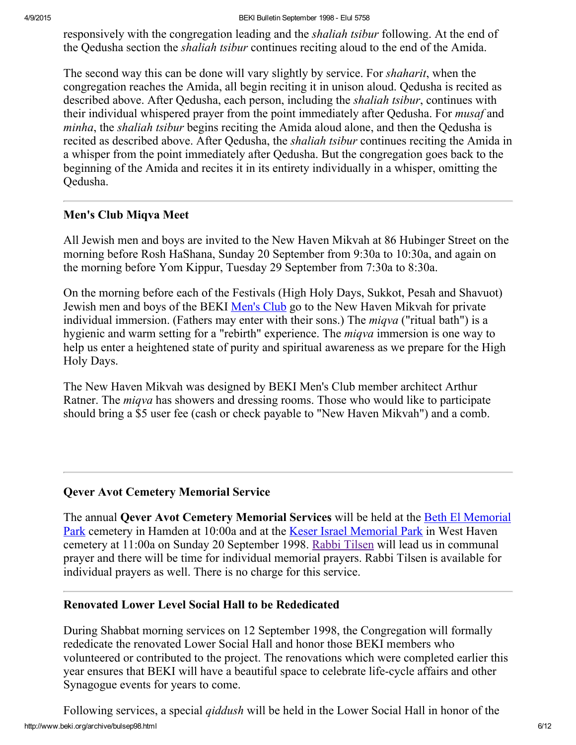responsively with the congregation leading and the *shaliah tsibur* following. At the end of the Qedusha section the *shaliah tsibur* continues reciting aloud to the end of the Amida.

The second way this can be done will vary slightly by service. For *shaharit*, when the congregation reaches the Amida, all begin reciting it in unison aloud. Qedusha is recited as described above. After Qedusha, each person, including the *shaliah tsibur*, continues with their individual whispered prayer from the point immediately after Qedusha. For *musaf* and *minha*, the *shaliah tsibur* begins reciting the Amida aloud alone, and then the Qedusha is recited as described above. After Qedusha, the *shaliah tsibur* continues reciting the Amida in a whisper from the point immediately after Qedusha. But the congregation goes back to the beginning of the Amida and recites it in its entirety individually in a whisper, omitting the Qedusha.

---

### Men's Club Miqva Meet

All Jewish men and boys are invited to the New Haven Mikvah at 86 Hubinger Street on the morning before Rosh HaShana, Sunday 20 September from 9:30a to 10:30a, and again on the morning before Yom Kippur, Tuesday 29 September from 7:30a to 8:30a.

On the morning before each of the Festivals (High Holy Days, Sukkot, Pesah and Shavuot) Jewish men and boys of the BEKI Men's Club go to the New Haven Mikvah for private individual immersion. (Fathers may enter with their sons.) The *miqva* ("ritual bath") is a hygienic and warm setting for a "rebirth" experience. The *miqva* immersion is one way to help us enter a heightened state of purity and spiritual awareness as we prepare for the High Holy Days.

The New Haven Mikvah was designed by BEKI Men's Club member architect Arthur Ratner. The *miqva* has showers and dressing rooms. Those who would like to participate should bring a $5 user fee (cash or check payable to "New Haven Mikvah") and a comb.

---

### Qever Avot Cemetery Memorial Service

The annual **Qever Avot Cemetery Memorial Services** will be held at the Beth El Memorial Park cemetery in Hamden at 10:00a and at the Keser Israel Memorial Park in West Haven cemetery at 11:00a on Sunday 20 September 1998. Rabbi Tilsen will lead us in communal prayer and there will be time for individual memorial prayers. Rabbi Tilsen is available for individual prayers as well. There is no charge for this service.

---

### Renovated Lower Level Social Hall to be Rededicated

During Shabbat morning services on 12 September 1998, the Congregation will formally rededicate the renovated Lower Social Hall and honor those BEKI members who volunteered or contributed to the project. The renovations which were completed earlier this year ensures that BEKI will have a beautiful space to celebrate life-cycle affairs and other Synagogue events for years to come.

Following services, a special *qiddush* will be held in the Lower Social Hall in honor of the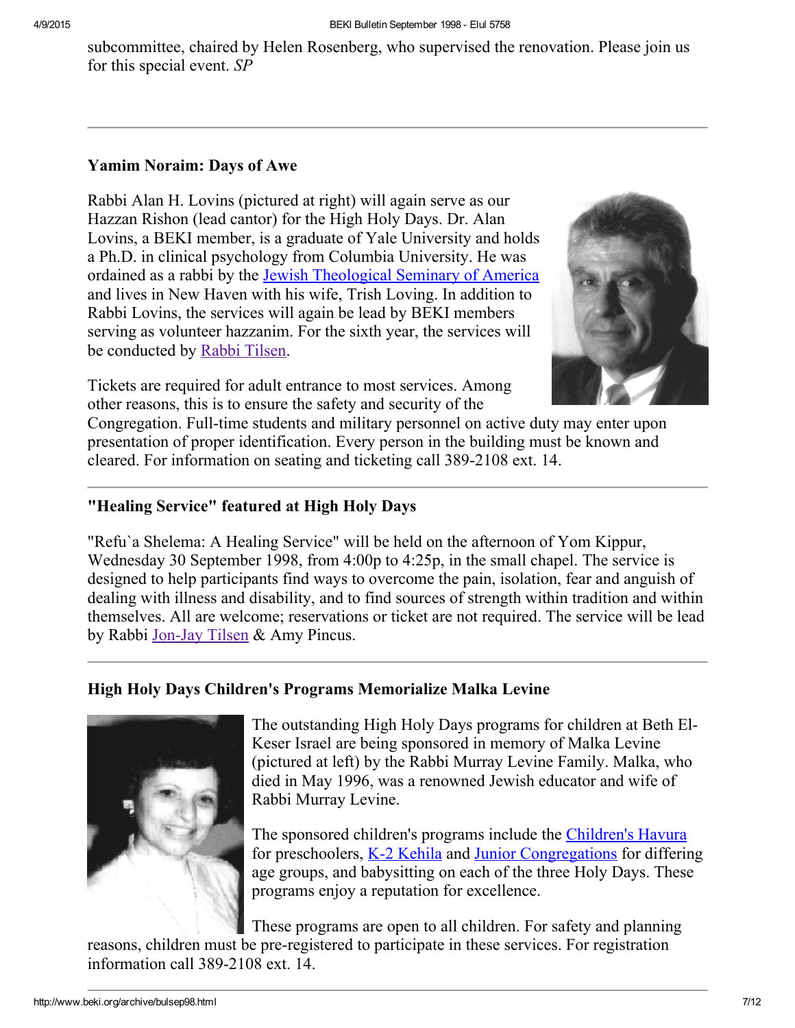subcommittee, chaired by Helen Rosenberg, who supervised the renovation. Please join us for this special event. *SP*

---

### Yamim Noraim: Days of Awe

Rabbi Alan H. Lovins (pictured at right) will again serve as our Hazzan Rishon (lead cantor) for the High Holy Days. Dr. Alan Lovins, a BEKI member, is a graduate of Yale University and holds a Ph.D. in clinical psychology from Columbia University. He was ordained as a rabbi by the Jewish Theological Seminary of America and lives in New Haven with his wife, Trish Loving. In addition to Rabbi Lovins, the services will again be lead by BEKI members serving as volunteer hazzanim. For the sixth year, the services will be conducted by Rabbi Tilsen.

Tickets are required for adult entrance to most services. Among other reasons, this is to ensure the safety and security of the Congregation. Full-time students and military personnel on active duty may enter upon presentation of proper identification. Every person in the building must be known and cleared. For information on seating and ticketing call 389-2108 ext. 14.

---

### "Healing Service" featured at High Holy Days

"Refu`a Shelema: A Healing Service" will be held on the afternoon of Yom Kippur, Wednesday 30 September 1998, from 4:00p to 4:25p, in the small chapel. The service is designed to help participants find ways to overcome the pain, isolation, fear and anguish of dealing with illness and disability, and to find sources of strength within tradition and within themselves. All are welcome; reservations or ticket are not required. The service will be lead by Rabbi Jon-Jay Tilsen & Amy Pincus.

---

### High Holy Days Children's Programs Memorialize Malka Levine

The outstanding High Holy Days programs for children at Beth El-Keser Israel are being sponsored in memory of Malka Levine (pictured at left) by the Rabbi Murray Levine Family. Malka, who died in May 1996, was a renowned Jewish educator and wife of Rabbi Murray Levine.

The sponsored children's programs include the Children's Havura for preschoolers, K-2 Kehila and Junior Congregations for differing age groups, and babysitting on each of the three Holy Days. These programs enjoy a reputation for excellence.

These programs are open to all children. For safety and planning reasons, children must be pre-registered to participate in these services. For registration information call 389-2108 ext. 14.

---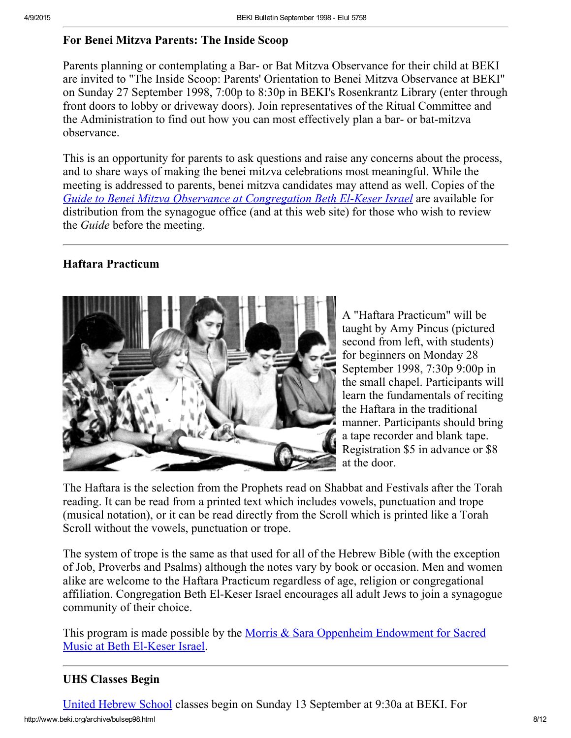### For Benei Mitzva Parents: The Inside Scoop

Parents planning or contemplating a Bar- or Bat Mitzva Observance for their child at BEKI are invited to "The Inside Scoop: Parents' Orientation to Benei Mitzva Observance at BEKI" on Sunday 27 September 1998, 7:00p to 8:30p in BEKI's Rosenkrantz Library (enter through front doors to lobby or driveway doors). Join representatives of the Ritual Committee and the Administration to find out how you can most effectively plan a bar- or bat-mitzva observance.

This is an opportunity for parents to ask questions and raise any concerns about the process, and to share ways of making the benei mitzva celebrations most meaningful. While the meeting is addressed to parents, benei mitzva candidates may attend as well. Copies of the *Guide to Benei Mitzva Observance at Congregation Beth El-Keser Israel* are available for distribution from the synagogue office (and at this web site) for those who wish to review the *Guide* before the meeting.

---

### Haftara Practicum

A "Haftara Practicum" will be taught by Amy Pincus (pictured second from left, with students) for beginners on Monday 28 September 1998, 7:30p 9:00p in the small chapel. Participants will learn the fundamentals of reciting the Haftara in the traditional manner. Participants should bring a tape recorder and blank tape. Registration $5 in advance or $8 at the door.

The Haftara is the selection from the Prophets read on Shabbat and Festivals after the Torah reading. It can be read from a printed text which includes vowels, punctuation and trope (musical notation), or it can be read directly from the Scroll which is printed like a Torah Scroll without the vowels, punctuation or trope.

The system of trope is the same as that used for all of the Hebrew Bible (with the exception of Job, Proverbs and Psalms) although the notes vary by book or occasion. Men and women alike are welcome to the Haftara Practicum regardless of age, religion or congregational affiliation. Congregation Beth El-Keser Israel encourages all adult Jews to join a synagogue community of their choice.

This program is made possible by the Morris & Sara Oppenheim Endowment for Sacred Music at Beth El-Keser Israel.

---

### UHS Classes Begin

United Hebrew School classes begin on Sunday 13 September at 9:30a at BEKI. For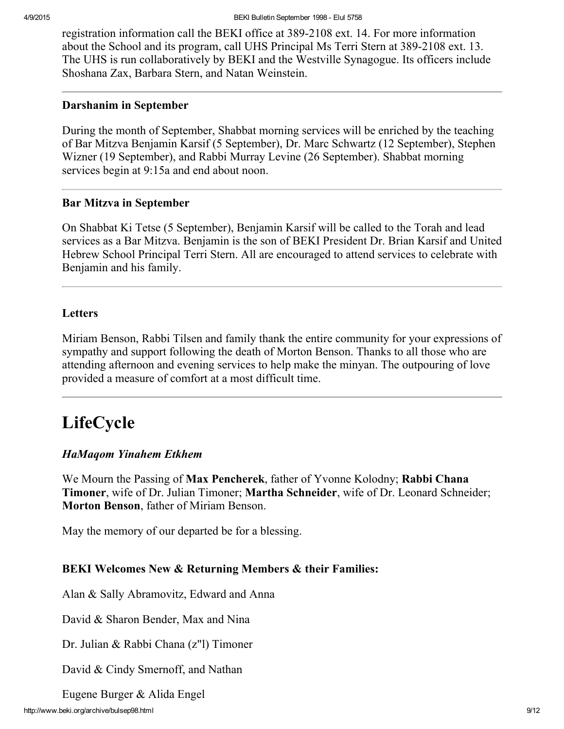registration information call the BEKI office at 389-2108 ext. 14. For more information about the School and its program, call UHS Principal Ms Terri Stern at 389-2108 ext. 13. The UHS is run collaboratively by BEKI and the Westville Synagogue. Its officers include Shoshana Zax, Barbara Stern, and Natan Weinstein.

---

### Darshanim in September

During the month of September, Shabbat morning services will be enriched by the teaching of Bar Mitzva Benjamin Karsif (5 September), Dr. Marc Schwartz (12 September), Stephen Wizner (19 September), and Rabbi Murray Levine (26 September). Shabbat morning services begin at 9:15a and end about noon.

---

### Bar Mitzva in September

On Shabbat Ki Tetse (5 September), Benjamin Karsif will be called to the Torah and lead services as a Bar Mitzva. Benjamin is the son of BEKI President Dr. Brian Karsif and United Hebrew School Principal Terri Stern. All are encouraged to attend services to celebrate with Benjamin and his family.

---

### Letters

Miriam Benson, Rabbi Tilsen and family thank the entire community for your expressions of sympathy and support following the death of Morton Benson. Thanks to all those who are attending afternoon and evening services to help make the minyan. The outpouring of love provided a measure of comfort at a most difficult time.

---

# LifeCycle

### *HaMaqom Yinahem Etkhem*

We Mourn the Passing of **Max Pencherek**, father of Yvonne Kolodny; **Rabbi Chana Timoner**, wife of Dr. Julian Timoner; **Martha Schneider**, wife of Dr. Leonard Schneider; **Morton Benson**, father of Miriam Benson.

May the memory of our departed be for a blessing.

### BEKI Welcomes New & Returning Members & their Families:

Alan & Sally Abramovitz, Edward and Anna

David & Sharon Bender, Max and Nina

Dr. Julian & Rabbi Chana (z"l) Timoner

David & Cindy Smernoff, and Nathan

Eugene Burger & Alida Engel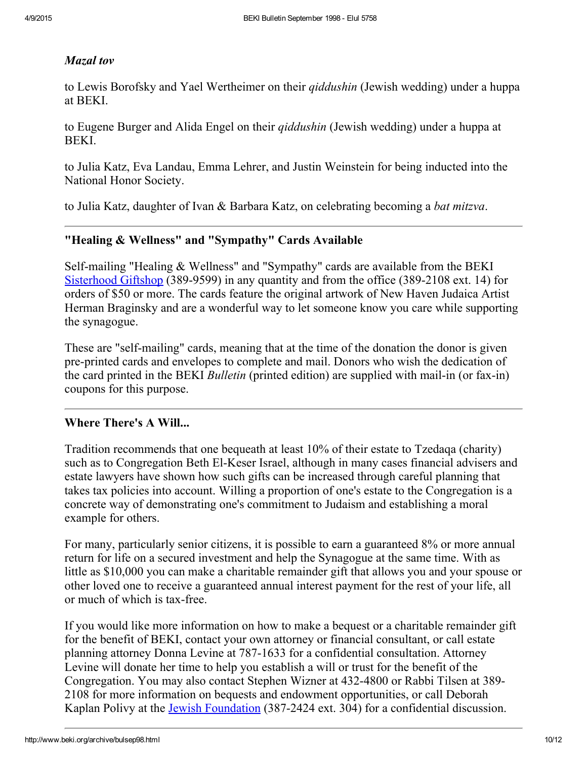***Mazal tov***

to Lewis Borofsky and Yael Wertheimer on their *qiddushin* (Jewish wedding) under a huppa at BEKI.

to Eugene Burger and Alida Engel on their *qiddushin* (Jewish wedding) under a huppa at BEKI.

to Julia Katz, Eva Landau, Emma Lehrer, and Justin Weinstein for being inducted into the National Honor Society.

to Julia Katz, daughter of Ivan & Barbara Katz, on celebrating becoming a *bat mitzva*.

---

### "Healing & Wellness" and "Sympathy" Cards Available

Self-mailing "Healing & Wellness" and "Sympathy" cards are available from the BEKI Sisterhood Giftshop (389-9599) in any quantity and from the office (389-2108 ext. 14) for orders of $50 or more. The cards feature the original artwork of New Haven Judaica Artist Herman Braginsky and are a wonderful way to let someone know you care while supporting the synagogue.

These are "self-mailing" cards, meaning that at the time of the donation the donor is given pre-printed cards and envelopes to complete and mail. Donors who wish the dedication of the card printed in the BEKI *Bulletin* (printed edition) are supplied with mail-in (or fax-in) coupons for this purpose.

---

### Where There's A Will...

Tradition recommends that one bequeath at least 10% of their estate to Tzedaqa (charity) such as to Congregation Beth El-Keser Israel, although in many cases financial advisers and estate lawyers have shown how such gifts can be increased through careful planning that takes tax policies into account. Willing a proportion of one's estate to the Congregation is a concrete way of demonstrating one's commitment to Judaism and establishing a moral example for others.

For many, particularly senior citizens, it is possible to earn a guaranteed 8% or more annual return for life on a secured investment and help the Synagogue at the same time. With as little as $10,000 you can make a charitable remainder gift that allows you and your spouse or other loved one to receive a guaranteed annual interest payment for the rest of your life, all or much of which is tax-free.

If you would like more information on how to make a bequest or a charitable remainder gift for the benefit of BEKI, contact your own attorney or financial consultant, or call estate planning attorney Donna Levine at 787-1633 for a confidential consultation. Attorney Levine will donate her time to help you establish a will or trust for the benefit of the Congregation. You may also contact Stephen Wizner at 432-4800 or Rabbi Tilsen at 389-2108 for more information on bequests and endowment opportunities, or call Deborah Kaplan Polivy at the Jewish Foundation (387-2424 ext. 304) for a confidential discussion.

---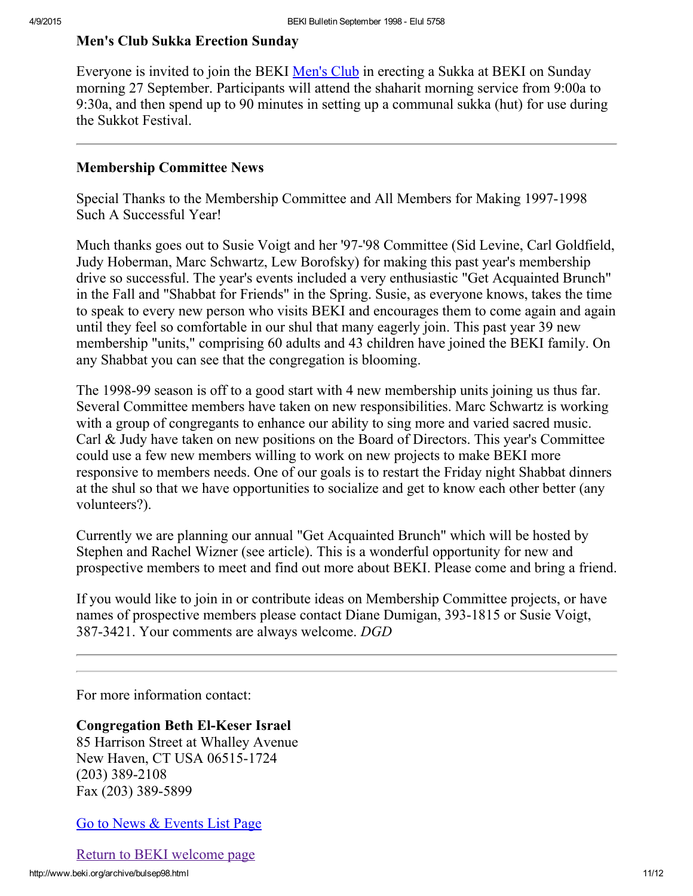### Men's Club Sukka Erection Sunday

Everyone is invited to join the BEKI Men's Club in erecting a Sukka at BEKI on Sunday morning 27 September. Participants will attend the shaharit morning service from 9:00a to 9:30a, and then spend up to 90 minutes in setting up a communal sukka (hut) for use during the Sukkot Festival.

---

### Membership Committee News

Special Thanks to the Membership Committee and All Members for Making 1997-1998 Such A Successful Year!

Much thanks goes out to Susie Voigt and her '97-'98 Committee (Sid Levine, Carl Goldfield, Judy Hoberman, Marc Schwartz, Lew Borofsky) for making this past year's membership drive so successful. The year's events included a very enthusiastic "Get Acquainted Brunch" in the Fall and "Shabbat for Friends" in the Spring. Susie, as everyone knows, takes the time to speak to every new person who visits BEKI and encourages them to come again and again until they feel so comfortable in our shul that many eagerly join. This past year 39 new membership "units," comprising 60 adults and 43 children have joined the BEKI family. On any Shabbat you can see that the congregation is blooming.

The 1998-99 season is off to a good start with 4 new membership units joining us thus far. Several Committee members have taken on new responsibilities. Marc Schwartz is working with a group of congregants to enhance our ability to sing more and varied sacred music. Carl & Judy have taken on new positions on the Board of Directors. This year's Committee could use a few new members willing to work on new projects to make BEKI more responsive to members needs. One of our goals is to restart the Friday night Shabbat dinners at the shul so that we have opportunities to socialize and get to know each other better (any volunteers?).

Currently we are planning our annual "Get Acquainted Brunch" which will be hosted by Stephen and Rachel Wizner (see article). This is a wonderful opportunity for new and prospective members to meet and find out more about BEKI. Please come and bring a friend.

If you would like to join in or contribute ideas on Membership Committee projects, or have names of prospective members please contact Diane Dumigan, 393-1815 or Susie Voigt, 387-3421. Your comments are always welcome. *DGD*

---

For more information contact:

**Congregation Beth El-Keser Israel**
85 Harrison Street at Whalley Avenue
New Haven, CT USA 06515-1724
(203) 389-2108
Fax (203) 389-5899

Go to News & Events List Page

Return to BEKI welcome page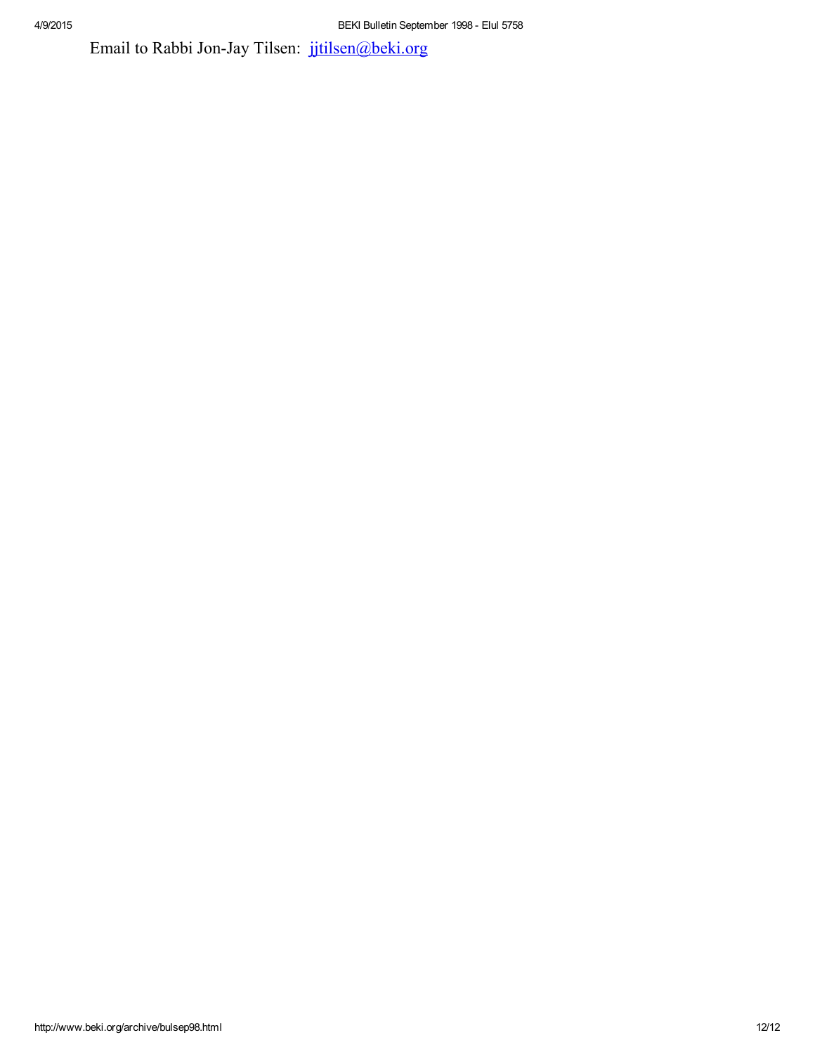Email to Rabbi Jon-Jay Tilsen: [jjtilsen@beki.org](mailto:jjtilsen@beki.org)